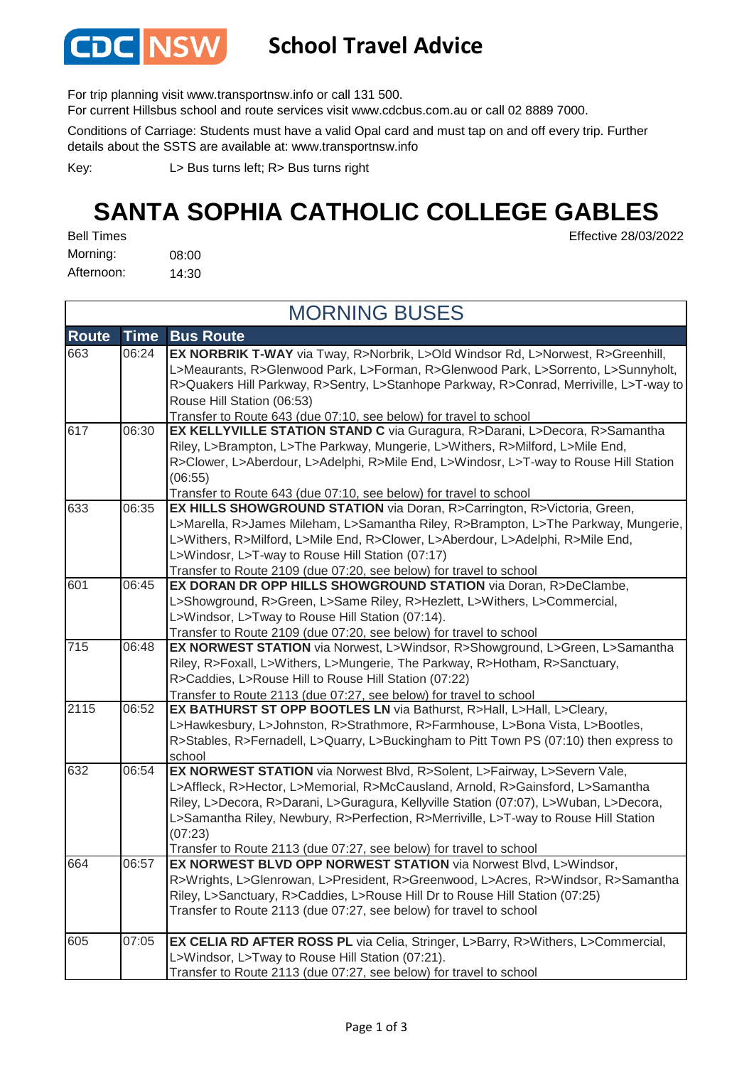# CDC NSW School Travel Advice

For trip planning visit www.transportnsw.info or call 131 500.
For current Hillsbus school and route services visit www.cdcbus.com.au or call 02 8889 7000.

Conditions of Carriage: Students must have a valid Opal card and must tap on and off every trip. Further details about the SSTS are available at: www.transportnsw.info

Key: L> Bus turns left; R> Bus turns right

# SANTA SOPHIA CATHOLIC COLLEGE GABLES

Effective 28/03/2022

Bell Times
Morning: 08:00
Afternoon: 14:30

## MORNING BUSES

| Route | Time | Bus Route |
|---|---|---|
| 663 | 06:24 | **EX NORBRIK T-WAY** via Tway, R>Norbrik, L>Old Windsor Rd, L>Norwest, R>Greenhill, L>Meaurants, R>Glenwood Park, L>Forman, R>Glenwood Park, L>Sorrento, L>Sunnyholt, R>Quakers Hill Parkway, R>Sentry, L>Stanhope Parkway, R>Conrad, Merriville, L>T-way to Rouse Hill Station (06:53) Transfer to Route 643 (due 07:10, see below) for travel to school |
| 617 | 06:30 | **EX KELLYVILLE STATION STAND C** via Guragura, R>Darani, L>Decora, R>Samantha Riley, L>Brampton, L>The Parkway, Mungerie, L>Withers, R>Milford, L>Mile End, R>Clower, L>Aberdour, L>Adelphi, R>Mile End, L>Windosr, L>T-way to Rouse Hill Station (06:55) Transfer to Route 643 (due 07:10, see below) for travel to school |
| 633 | 06:35 | **EX HILLS SHOWGROUND STATION** via Doran, R>Carrington, R>Victoria, Green, L>Marella, R>James Mileham, L>Samantha Riley, R>Brampton, L>The Parkway, Mungerie, L>Withers, R>Milford, L>Mile End, R>Clower, L>Aberdour, L>Adelphi, R>Mile End, L>Windosr, L>T-way to Rouse Hill Station (07:17) Transfer to Route 2109 (due 07:20, see below) for travel to school |
| 601 | 06:45 | **EX DORAN DR OPP HILLS SHOWGROUND STATION** via Doran, R>DeClambe, L>Showground, R>Green, L>Same Riley, R>Hezlett, L>Withers, L>Commercial, L>Windsor, L>Tway to Rouse Hill Station (07:14). Transfer to Route 2109 (due 07:20, see below) for travel to school |
| 715 | 06:48 | **EX NORWEST STATION** via Norwest, L>Windsor, R>Showground, L>Green, L>Samantha Riley, R>Foxall, L>Withers, L>Mungerie, The Parkway, R>Hotham, R>Sanctuary, R>Caddies, L>Rouse Hill to Rouse Hill Station (07:22) Transfer to Route 2113 (due 07:27, see below) for travel to school |
| 2115 | 06:52 | **EX BATHURST ST OPP BOOTLES LN** via Bathurst, R>Hall, L>Hall, L>Cleary, L>Hawkesbury, L>Johnston, R>Strathmore, R>Farmhouse, L>Bona Vista, L>Bootles, R>Stables, R>Fernadell, L>Quarry, L>Buckingham to Pitt Town PS (07:10) then express to school |
| 632 | 06:54 | **EX NORWEST STATION** via Norwest Blvd, R>Solent, L>Fairway, L>Severn Vale, L>Affleck, R>Hector, L>Memorial, R>McCausland, Arnold, R>Gainsford, L>Samantha Riley, L>Decora, R>Darani, L>Guragura, Kellyville Station (07:07), L>Wuban, L>Decora, L>Samantha Riley, Newbury, R>Perfection, R>Merriville, L>T-way to Rouse Hill Station (07:23) Transfer to Route 2113 (due 07:27, see below) for travel to school |
| 664 | 06:57 | **EX NORWEST BLVD OPP NORWEST STATION** via Norwest Blvd, L>Windsor, R>Wrights, L>Glenrowan, L>President, R>Greenwood, L>Acres, R>Windsor, R>Samantha Riley, L>Sanctuary, R>Caddies, L>Rouse Hill Dr to Rouse Hill Station (07:25) Transfer to Route 2113 (due 07:27, see below) for travel to school |
| 605 | 07:05 | **EX CELIA RD AFTER ROSS PL** via Celia, Stringer, L>Barry, R>Withers, L>Commercial, L>Windsor, L>Tway to Rouse Hill Station (07:21). Transfer to Route 2113 (due 07:27, see below) for travel to school |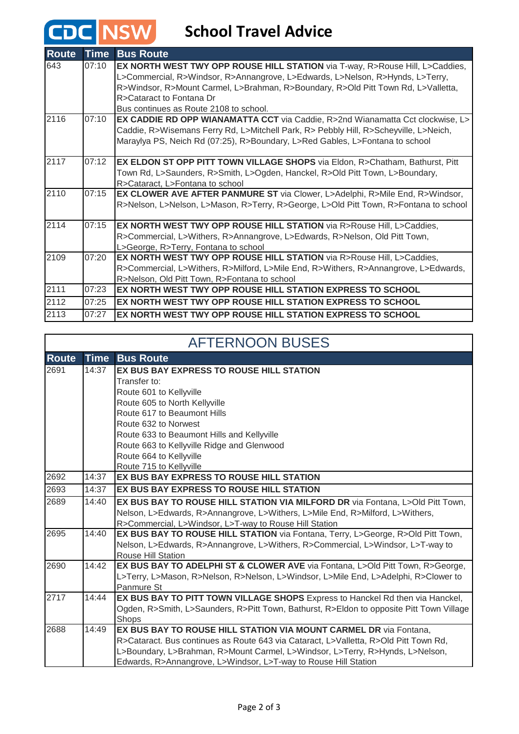# CDC NSW School Travel Advice

| Route | Time | Bus Route |
|---|---|---|
| 643 | 07:10 | **EX NORTH WEST TWY OPP ROUSE HILL STATION** via T-way, R>Rouse Hill, L>Caddies, L>Commercial, R>Windsor, R>Annangrove, L>Edwards, L>Nelson, R>Hynds, L>Terry, R>Windsor, R>Mount Carmel, L>Brahman, R>Boundary, R>Old Pitt Town Rd, L>Valletta, R>Cataract to Fontana Dr<br>Bus continues as Route 2108 to school. |
| 2116 | 07:10 | **EX CADDIE RD OPP WIANAMATTA CCT** via Caddie, R>2nd Wianamatta Cct clockwise, L> Caddie, R>Wisemans Ferry Rd, L>Mitchell Park, R> Pebbly Hill, R>Scheyville, L>Neich, Maraylya PS, Neich Rd (07:25), R>Boundary, L>Red Gables, L>Fontana to school |
| 2117 | 07:12 | **EX ELDON ST OPP PITT TOWN VILLAGE SHOPS** via Eldon, R>Chatham, Bathurst, Pitt Town Rd, L>Saunders, R>Smith, L>Ogden, Hanckel, R>Old Pitt Town, L>Boundary, R>Cataract, L>Fontana to school |
| 2110 | 07:15 | **EX CLOWER AVE AFTER PANMURE ST** via Clower, L>Adelphi, R>Mile End, R>Windsor, R>Nelson, L>Nelson, L>Mason, R>Terry, R>George, L>Old Pitt Town, R>Fontana to school |
| 2114 | 07:15 | **EX NORTH WEST TWY OPP ROUSE HILL STATION** via R>Rouse Hill, L>Caddies, R>Commercial, L>Withers, R>Annangrove, L>Edwards, R>Nelson, Old Pitt Town, L>George, R>Terry, Fontana to school |
| 2109 | 07:20 | **EX NORTH WEST TWY OPP ROUSE HILL STATION** via R>Rouse Hill, L>Caddies, R>Commercial, L>Withers, R>Milford, L>Mile End, R>Withers, R>Annangrove, L>Edwards, R>Nelson, Old Pitt Town, R>Fontana to school |
| 2111 | 07:23 | **EX NORTH WEST TWY OPP ROUSE HILL STATION EXPRESS TO SCHOOL** |
| 2112 | 07:25 | **EX NORTH WEST TWY OPP ROUSE HILL STATION EXPRESS TO SCHOOL** |
| 2113 | 07:27 | **EX NORTH WEST TWY OPP ROUSE HILL STATION EXPRESS TO SCHOOL** |

## AFTERNOON BUSES

| Route | Time | Bus Route |
|---|---|---|
| 2691 | 14:37 | **EX BUS BAY EXPRESS TO ROUSE HILL STATION**<br>Transfer to:<br>Route 601 to Kellyville<br>Route 605 to North Kellyville<br>Route 617 to Beaumont Hills<br>Route 632 to Norwest<br>Route 633 to Beaumont Hills and Kellyville<br>Route 663 to Kellyville Ridge and Glenwood<br>Route 664 to Kellyville<br>Route 715 to Kellyville |
| 2692 | 14:37 | **EX BUS BAY EXPRESS TO ROUSE HILL STATION** |
| 2693 | 14:37 | **EX BUS BAY EXPRESS TO ROUSE HILL STATION** |
| 2689 | 14:40 | **EX BUS BAY TO ROUSE HILL STATION VIA MILFORD DR** via Fontana, L>Old Pitt Town, Nelson, L>Edwards, R>Annangrove, L>Withers, L>Mile End, R>Milford, L>Withers, R>Commercial, L>Windsor, L>T-way to Rouse Hill Station |
| 2695 | 14:40 | **EX BUS BAY TO ROUSE HILL STATION** via Fontana, Terry, L>George, R>Old Pitt Town, Nelson, L>Edwards, R>Annangrove, L>Withers, R>Commercial, L>Windsor, L>T-way to Rouse Hill Station |
| 2690 | 14:42 | **EX BUS BAY TO ADELPHI ST & CLOWER AVE** via Fontana, L>Old Pitt Town, R>George, L>Terry, L>Mason, R>Nelson, R>Nelson, L>Windsor, L>Mile End, L>Adelphi, R>Clower to Panmure St |
| 2717 | 14:44 | **EX BUS BAY TO PITT TOWN VILLAGE SHOPS** Express to Hanckel Rd then via Hanckel, Ogden, R>Smith, L>Saunders, R>Pitt Town, Bathurst, R>Eldon to opposite Pitt Town Village Shops |
| 2688 | 14:49 | **EX BUS BAY TO ROUSE HILL STATION VIA MOUNT CARMEL DR** via Fontana, R>Cataract. Bus continues as Route 643 via Cataract, L>Valletta, R>Old Pitt Town Rd, L>Boundary, L>Brahman, R>Mount Carmel, L>Windsor, L>Terry, R>Hynds, L>Nelson, Edwards, R>Annangrove, L>Windsor, L>T-way to Rouse Hill Station |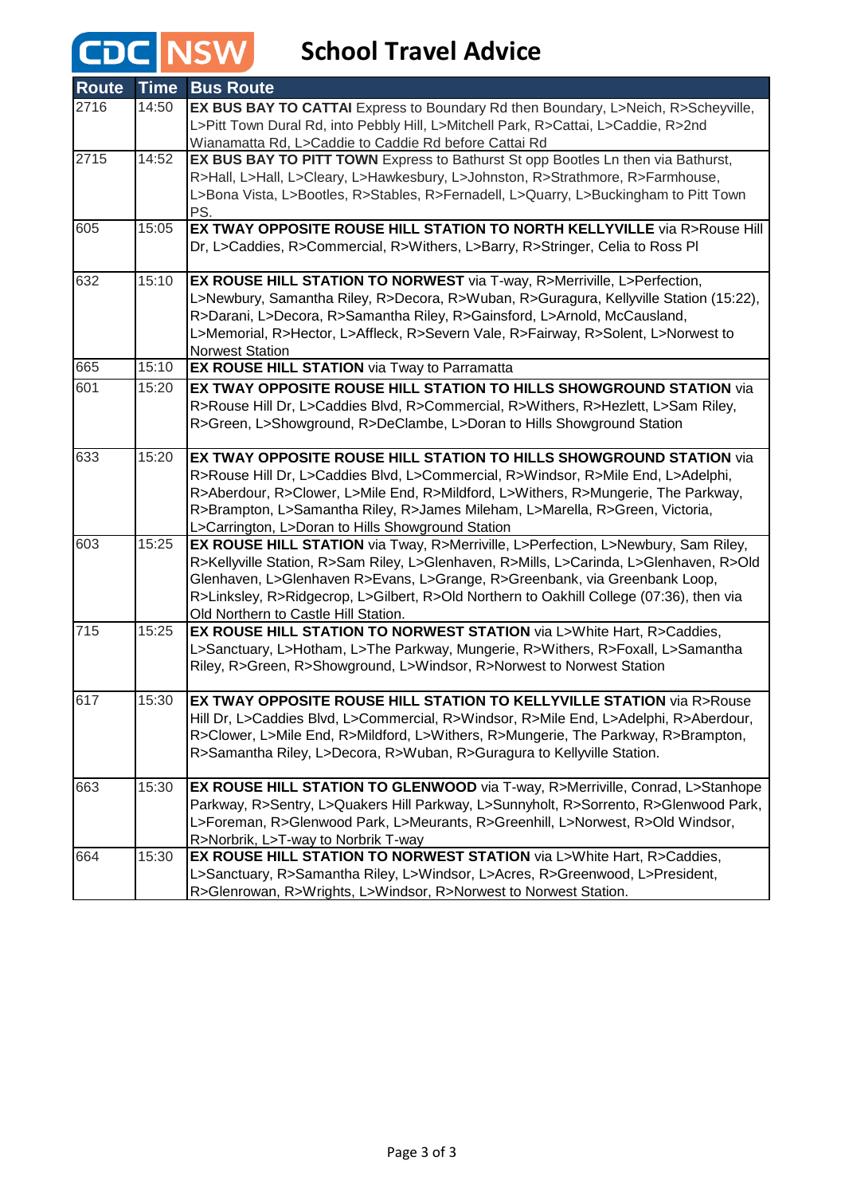# CDC NSW School Travel Advice

| Route | Time | Bus Route |
|---|---|---|
| 2716 | 14:50 | **EX BUS BAY TO CATTAI** Express to Boundary Rd then Boundary, L>Neich, R>Scheyville, L>Pitt Town Dural Rd, into Pebbly Hill, L>Mitchell Park, R>Cattai, L>Caddie, R>2nd Wianamatta Rd, L>Caddie to Caddie Rd before Cattai Rd |
| 2715 | 14:52 | **EX BUS BAY TO PITT TOWN** Express to Bathurst St opp Bootles Ln then via Bathurst, R>Hall, L>Hall, L>Cleary, L>Hawkesbury, L>Johnston, R>Strathmore, R>Farmhouse, L>Bona Vista, L>Bootles, R>Stables, R>Fernadell, L>Quarry, L>Buckingham to Pitt Town PS. |
| 605 | 15:05 | **EX TWAY OPPOSITE ROUSE HILL STATION TO NORTH KELLYVILLE** via R>Rouse Hill Dr, L>Caddies, R>Commercial, R>Withers, L>Barry, R>Stringer, Celia to Ross Pl |
| 632 | 15:10 | **EX ROUSE HILL STATION TO NORWEST** via T-way, R>Merriville, L>Perfection, L>Newbury, Samantha Riley, R>Decora, R>Wuban, R>Guragura, Kellyville Station (15:22), R>Darani, L>Decora, R>Samantha Riley, R>Gainsford, L>Arnold, McCausland, L>Memorial, R>Hector, L>Affleck, R>Severn Vale, R>Fairway, R>Solent, L>Norwest to Norwest Station |
| 665 | 15:10 | **EX ROUSE HILL STATION** via Tway to Parramatta |
| 601 | 15:20 | **EX TWAY OPPOSITE ROUSE HILL STATION TO HILLS SHOWGROUND STATION** via R>Rouse Hill Dr, L>Caddies Blvd, R>Commercial, R>Withers, R>Hezlett, L>Sam Riley, R>Green, L>Showground, R>DeClambe, L>Doran to Hills Showground Station |
| 633 | 15:20 | **EX TWAY OPPOSITE ROUSE HILL STATION TO HILLS SHOWGROUND STATION** via R>Rouse Hill Dr, L>Caddies Blvd, R>Commercial, R>Windsor, R>Mile End, L>Adelphi, R>Aberdour, R>Clower, L>Mile End, R>Mildford, L>Withers, R>Mungerie, The Parkway, R>Brampton, L>Samantha Riley, R>James Mileham, L>Marella, R>Green, Victoria, L>Carrington, L>Doran to Hills Showground Station |
| 603 | 15:25 | **EX ROUSE HILL STATION** via Tway, R>Merriville, L>Perfection, L>Newbury, Sam Riley, R>Kellyville Station, R>Sam Riley, L>Glenhaven, R>Mills, L>Carinda, L>Glenhaven, R>Old Glenhaven, L>Glenhaven R>Evans, L>Grange, R>Greenbank, via Greenbank Loop, R>Linksley, R>Ridgecrop, L>Gilbert, R>Old Northern to Oakhill College (07:36), then via Old Northern to Castle Hill Station. |
| 715 | 15:25 | **EX ROUSE HILL STATION TO NORWEST STATION** via L>White Hart, R>Caddies, L>Sanctuary, L>Hotham, L>The Parkway, Mungerie, R>Withers, R>Foxall, L>Samantha Riley, R>Green, R>Showground, L>Windsor, R>Norwest to Norwest Station |
| 617 | 15:30 | **EX TWAY OPPOSITE ROUSE HILL STATION TO KELLYVILLE STATION** via R>Rouse Hill Dr, L>Caddies Blvd, L>Commercial, R>Windsor, R>Mile End, L>Adelphi, R>Aberdour, R>Clower, L>Mile End, R>Mildford, L>Withers, R>Mungerie, The Parkway, R>Brampton, R>Samantha Riley, L>Decora, R>Wuban, R>Guragura to Kellyville Station. |
| 663 | 15:30 | **EX ROUSE HILL STATION TO GLENWOOD** via T-way, R>Merriville, Conrad, L>Stanhope Parkway, R>Sentry, L>Quakers Hill Parkway, L>Sunnyholt, R>Sorrento, R>Glenwood Park, L>Foreman, R>Glenwood Park, L>Meurants, R>Greenhill, L>Norwest, R>Old Windsor, R>Norbrik, L>T-way to Norbrik T-way |
| 664 | 15:30 | **EX ROUSE HILL STATION TO NORWEST STATION** via L>White Hart, R>Caddies, L>Sanctuary, R>Samantha Riley, L>Windsor, L>Acres, R>Greenwood, L>President, R>Glenrowan, R>Wrights, L>Windsor, R>Norwest to Norwest Station. |